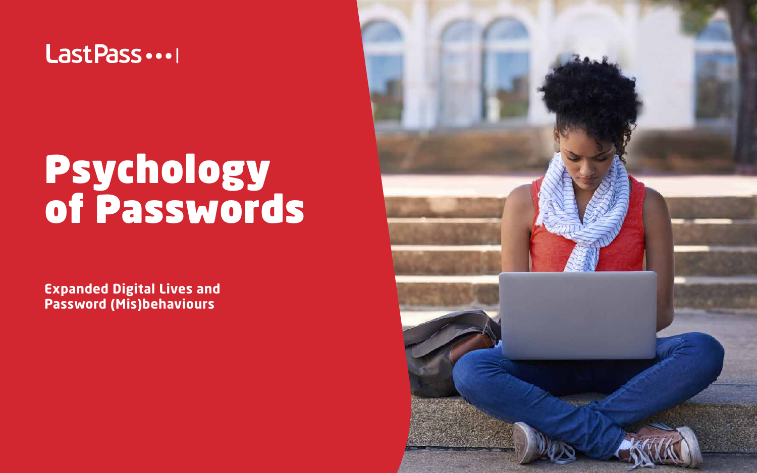LastPass

# Psychology of Passwords

**Expanded Digital Lives and Password (Mis)behaviours**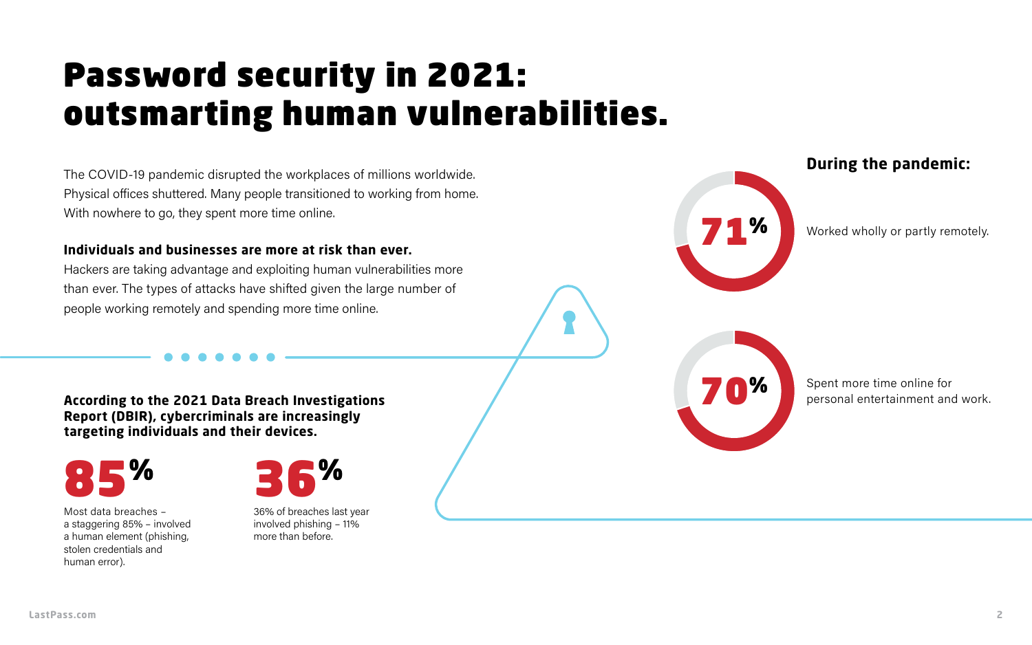# Password security in 2021: outsmarting human vulnerabilities.

The COVID-19 pandemic disrupted the workplaces of millions worldwide. Physical offices shuttered. Many people transitioned to working from home. With nowhere to go, they spent more time online.

**Individuals and businesses are more at risk than ever.**
Hackers are taking advantage and exploiting human vulnerabilities more than ever. The types of attacks have shifted given the large number of people working remotely and spending more time online.

**According to the 2021 Data Breach Investigations Report (DBIR), cybercriminals are increasingly targeting individuals and their devices.**

**85%**

Most data breaches – a staggering 85% – involved a human element (phishing, stolen credentials and human error).

**36%**

36% of breaches last year involved phishing – 11% more than before.

## During the pandemic:

**71%**

Worked wholly or partly remotely.

**70%**

Spent more time online for personal entertainment and work.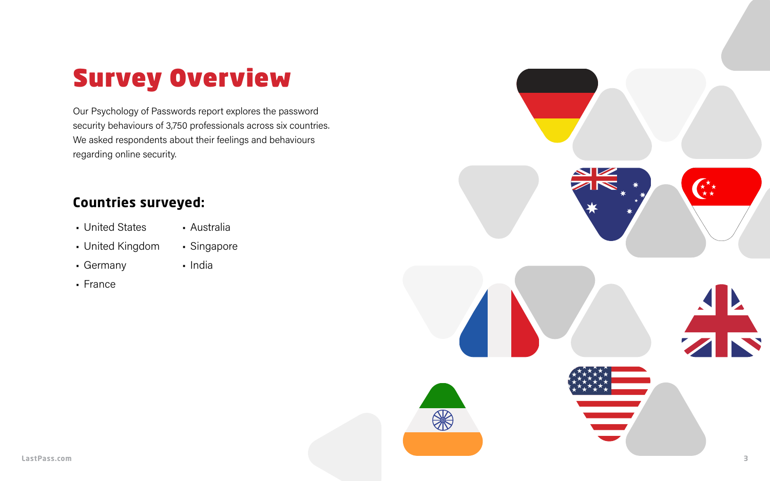# Survey Overview

Our Psychology of Passwords report explores the password security behaviours of 3,750 professionals across six countries. We asked respondents about their feelings and behaviours regarding online security.

## Countries surveyed:

- United States
- United Kingdom
- Germany
- France
- Australia
- Singapore
- India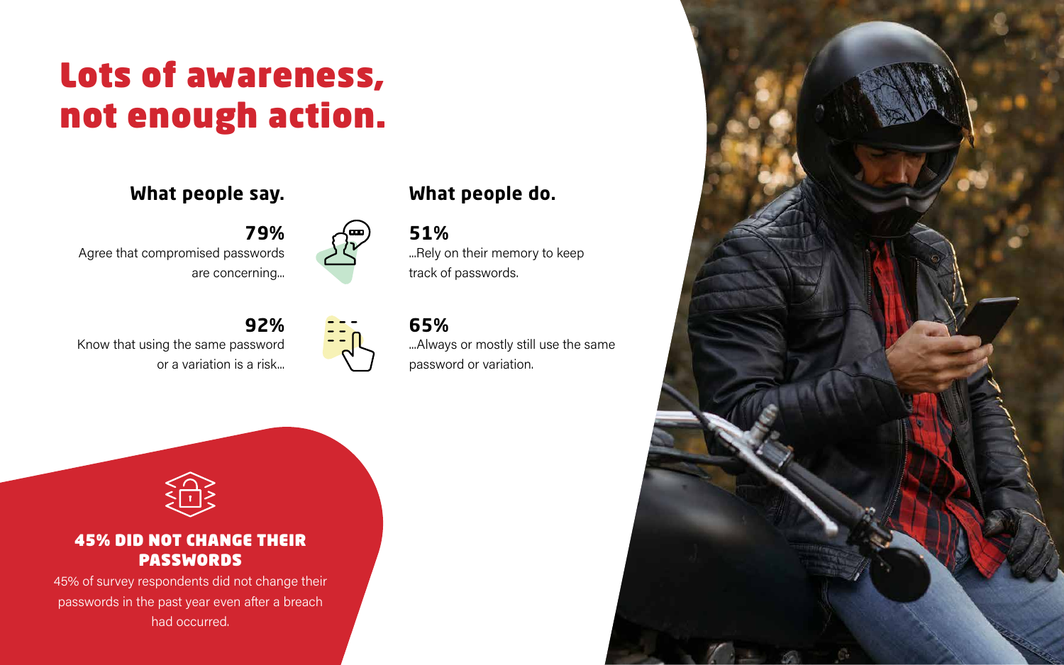# Lots of awareness, not enough action.

## What people say.

**79%**
Agree that compromised passwords are concerning...

**92%**
Know that using the same password or a variation is a risk...

## What people do.

**51%**
...Rely on their memory to keep track of passwords.

**65%**
...Always or mostly still use the same password or variation.

### 45% DID NOT CHANGE THEIR PASSWORDS

45% of survey respondents did not change their passwords in the past year even after a breach had occurred.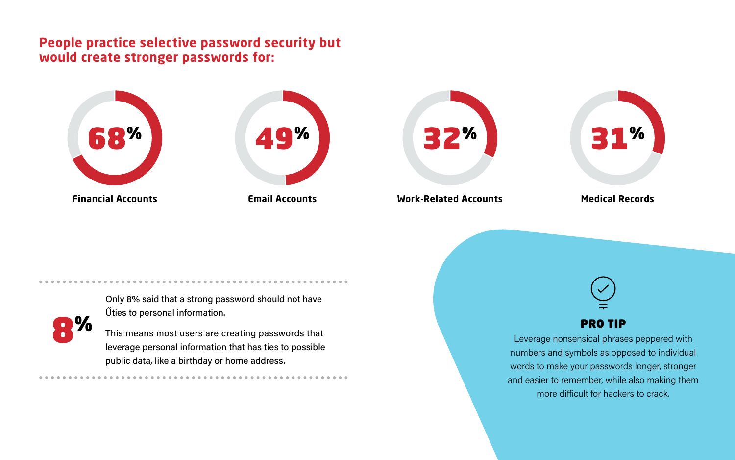## People practice selective password security but would create stronger passwords for:

**68%**
**Financial Accounts**

**49%**
**Email Accounts**

**32%**
**Work-Related Accounts**

**31%**
**Medical Records**

**8%**

Only 8% said that a strong password should not have Űties to personal information.

This means most users are creating passwords that leverage personal information that has ties to possible public data, like a birthday or home address.

### PRO TIP

Leverage nonsensical phrases peppered with numbers and symbols as opposed to individual words to make your passwords longer, stronger and easier to remember, while also making them more difficult for hackers to crack.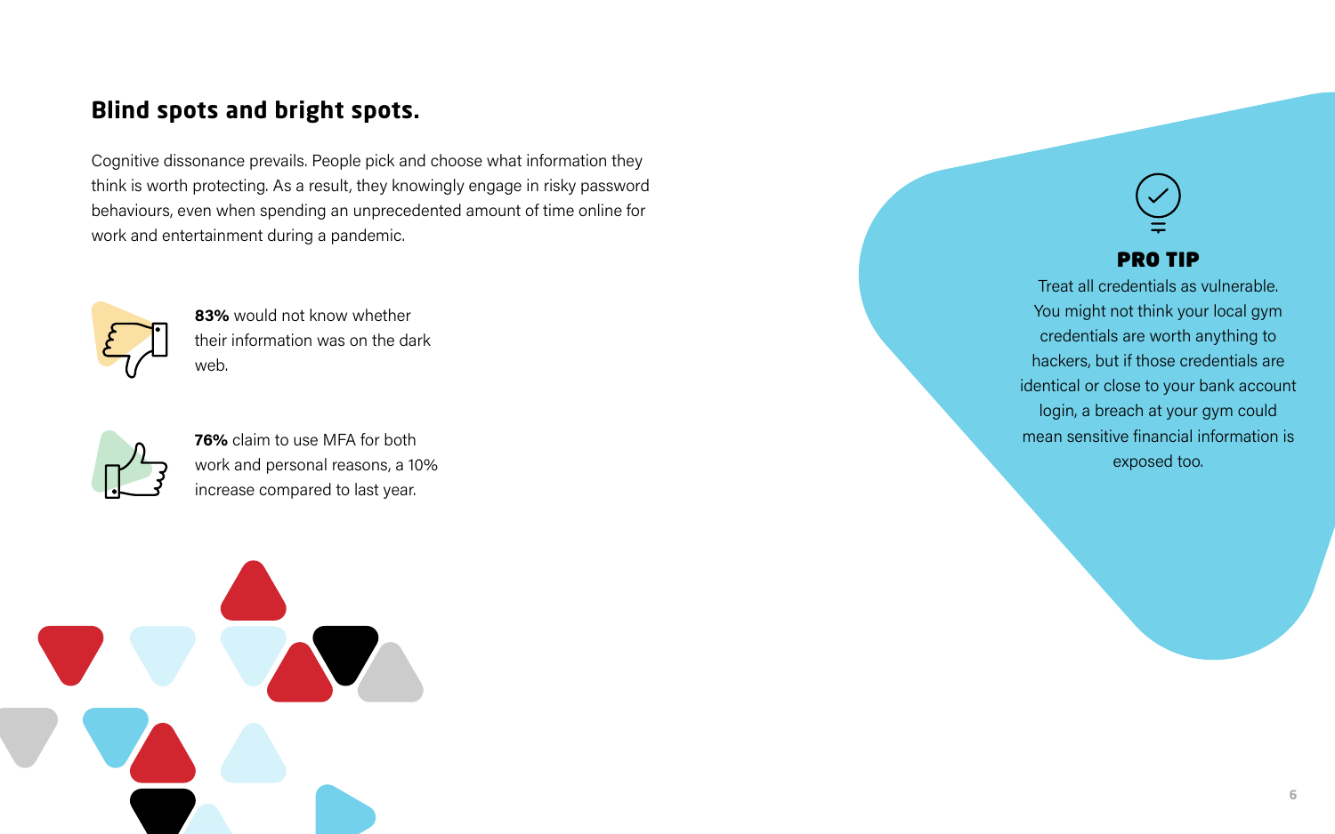## Blind spots and bright spots.

Cognitive dissonance prevails. People pick and choose what information they think is worth protecting. As a result, they knowingly engage in risky password behaviours, even when spending an unprecedented amount of time online for work and entertainment during a pandemic.

**83%** would not know whether their information was on the dark web.

**76%** claim to use MFA for both work and personal reasons, a 10% increase compared to last year.

### PRO TIP

Treat all credentials as vulnerable. You might not think your local gym credentials are worth anything to hackers, but if those credentials are identical or close to your bank account login, a breach at your gym could mean sensitive financial information is exposed too.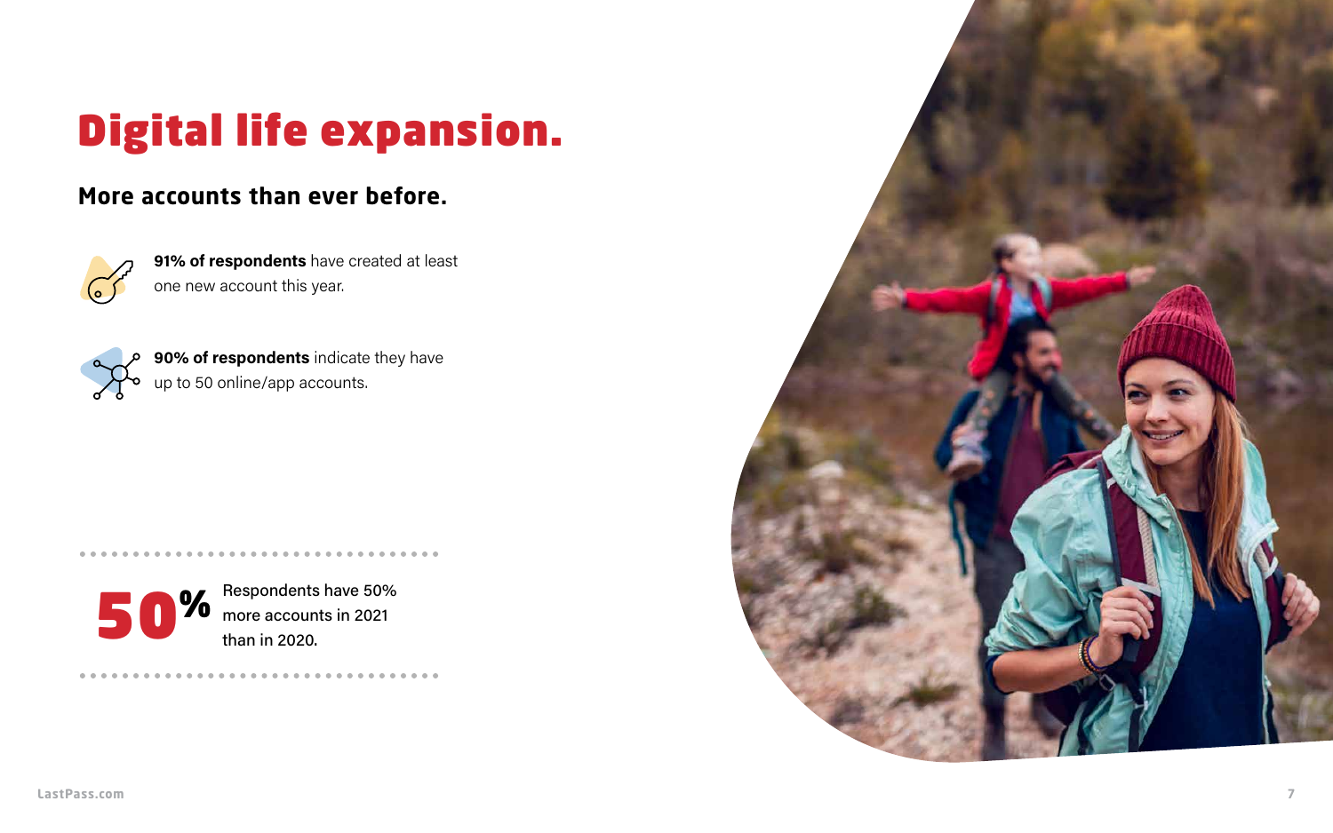# Digital life expansion.

## More accounts than ever before.

**91% of respondents** have created at least one new account this year.

**90% of respondents** indicate they have up to 50 online/app accounts.

**50%** Respondents have 50% more accounts in 2021 than in 2020.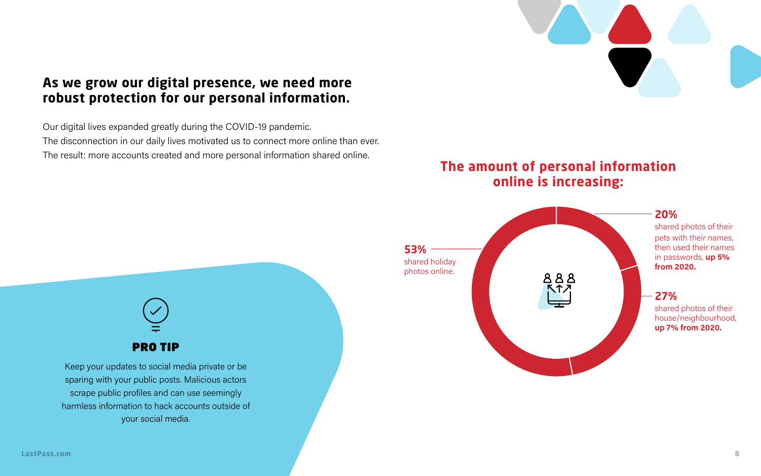## As we grow our digital presence, we need more robust protection for our personal information.

Our digital lives expanded greatly during the COVID-19 pandemic.
The disconnection in our daily lives motivated us to connect more online than ever.
The result: more accounts created and more personal information shared online.

### The amount of personal information online is increasing:

**53%** shared holiday photos online.

**20%** shared photos of their pets with their names, then used their names in passwords, **up 5% from 2020.**

**27%** shared photos of their house/neighbourhood, **up 7% from 2020.**

### PRO TIP

Keep your updates to social media private or be sparing with your public posts. Malicious actors scrape public profiles and can use seemingly harmless information to hack accounts outside of your social media.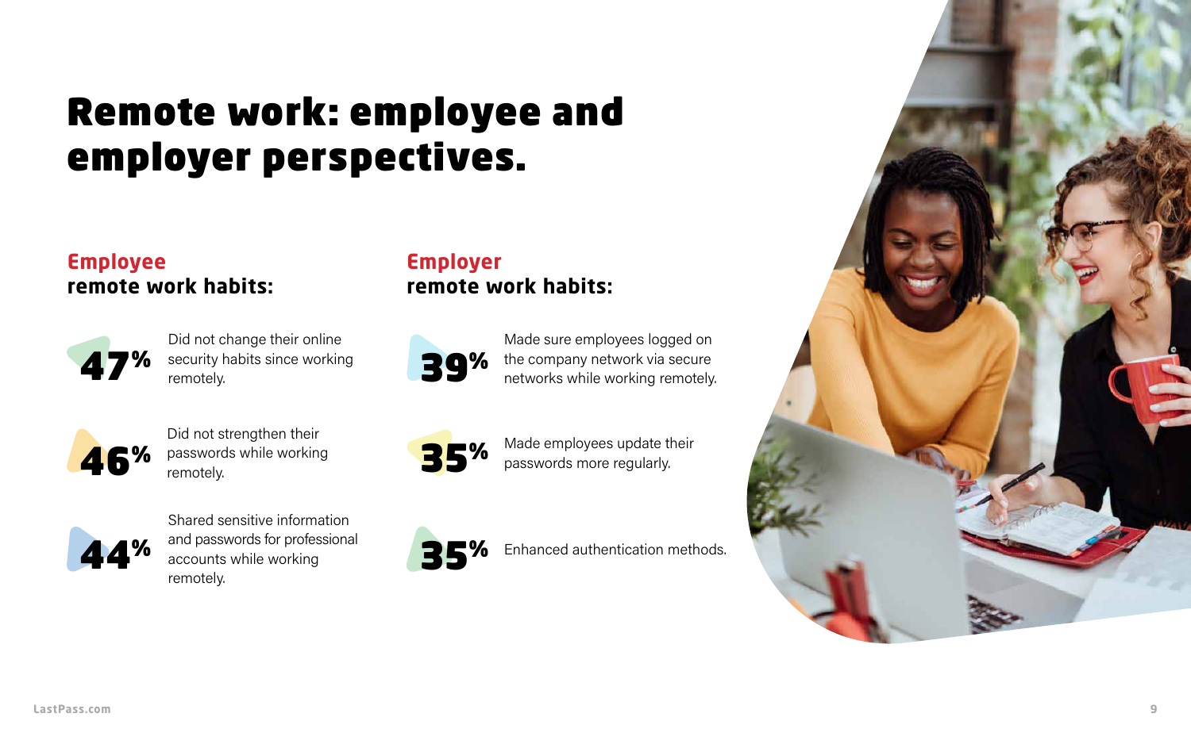# Remote work: employee and employer perspectives.

## Employee remote work habits:

**47%** Did not change their online security habits since working remotely.

**46%** Did not strengthen their passwords while working remotely.

**44%** Shared sensitive information and passwords for professional accounts while working remotely.

## Employer remote work habits:

**39%** Made sure employees logged on the company network via secure networks while working remotely.

**35%** Made employees update their passwords more regularly.

**35%** Enhanced authentication methods.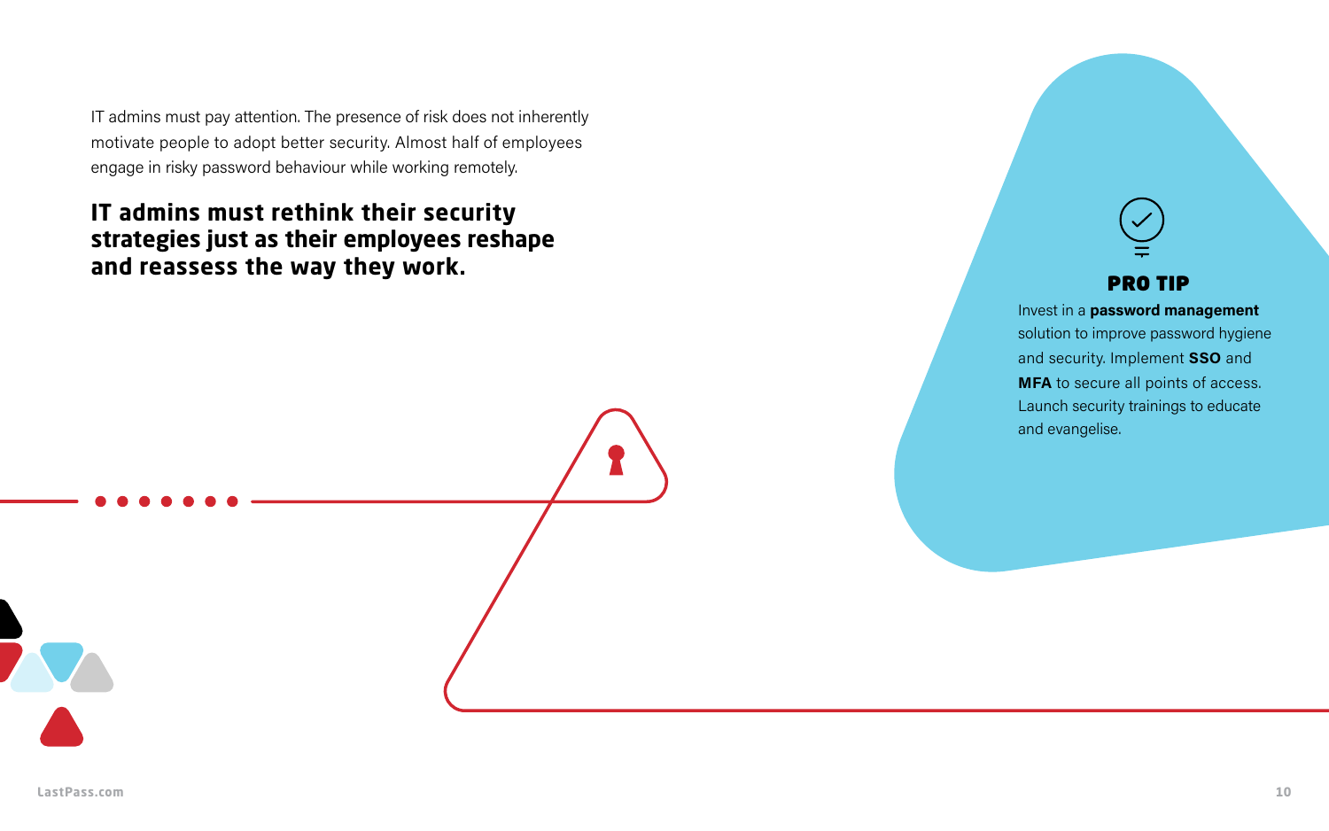IT admins must pay attention. The presence of risk does not inherently motivate people to adopt better security. Almost half of employees engage in risky password behaviour while working remotely.

**IT admins must rethink their security strategies just as their employees reshape and reassess the way they work.**

### PRO TIP

Invest in a **password management** solution to improve password hygiene and security. Implement **SSO** and **MFA** to secure all points of access. Launch security trainings to educate and evangelise.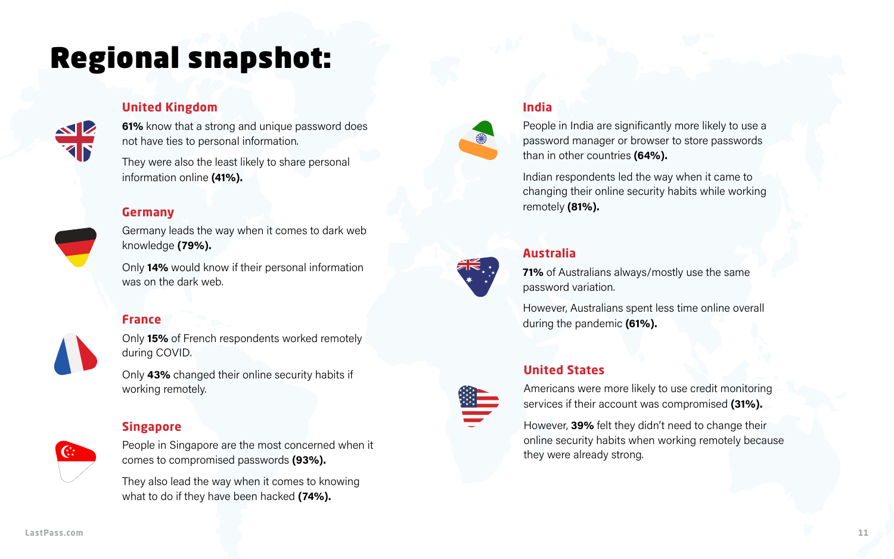# Regional snapshot:

## United Kingdom

**61%** know that a strong and unique password does not have ties to personal information.

They were also the least likely to share personal information online **(41%).**

## Germany

Germany leads the way when it comes to dark web knowledge **(79%).**

Only **14%** would know if their personal information was on the dark web.

## France

Only **15%** of French respondents worked remotely during COVID.

Only **43%** changed their online security habits if working remotely.

## Singapore

People in Singapore are the most concerned when it comes to compromised passwords **(93%).**

They also lead the way when it comes to knowing what to do if they have been hacked **(74%).**

## India

People in India are significantly more likely to use a password manager or browser to store passwords than in other countries **(64%).**

Indian respondents led the way when it came to changing their online security habits while working remotely **(81%).**

## Australia

**71%** of Australians always/mostly use the same password variation.

However, Australians spent less time online overall during the pandemic **(61%).**

## United States

Americans were more likely to use credit monitoring services if their account was compromised **(31%).**

However, **39%** felt they didn't need to change their online security habits when working remotely because they were already strong.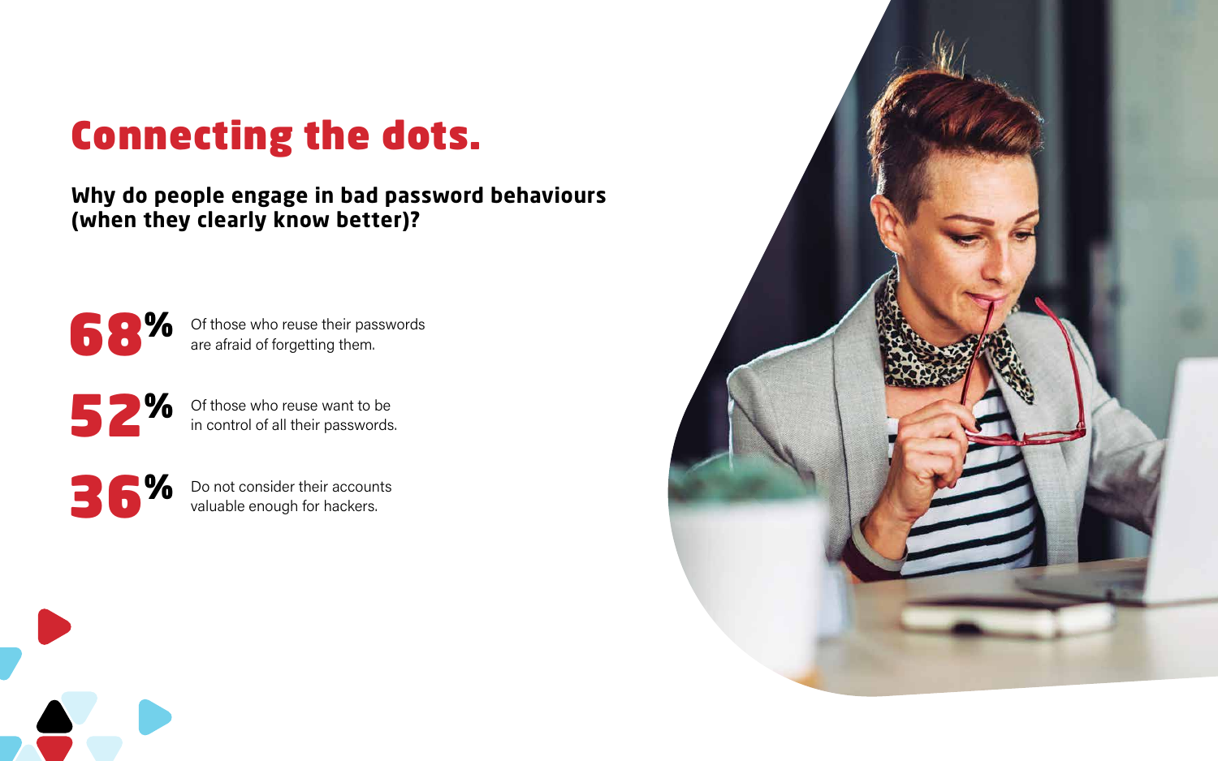# Connecting the dots.

## Why do people engage in bad password behaviours (when they clearly know better)?

**68%** Of those who reuse their passwords are afraid of forgetting them.

**52%** Of those who reuse want to be in control of all their passwords.

**36%** Do not consider their accounts valuable enough for hackers.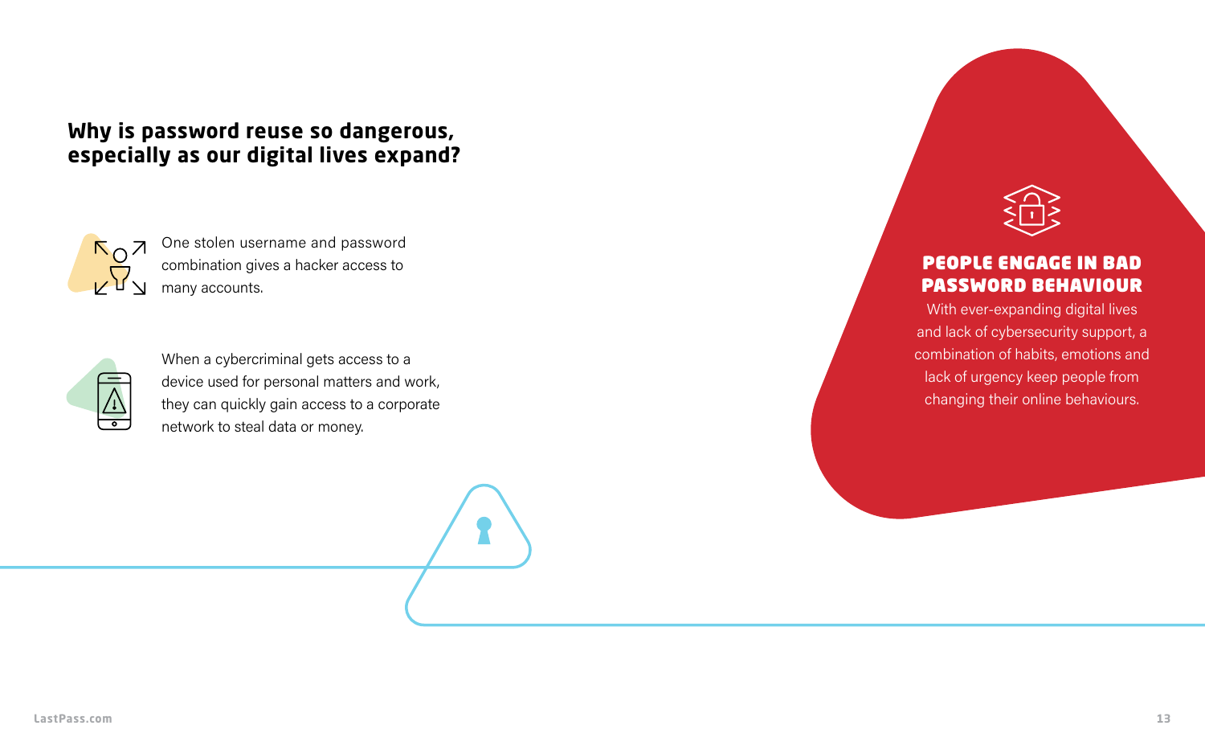## Why is password reuse so dangerous, especially as our digital lives expand?

One stolen username and password combination gives a hacker access to many accounts.

When a cybercriminal gets access to a device used for personal matters and work, they can quickly gain access to a corporate network to steal data or money.

### PEOPLE ENGAGE IN BAD PASSWORD BEHAVIOUR

With ever-expanding digital lives and lack of cybersecurity support, a combination of habits, emotions and lack of urgency keep people from changing their online behaviours.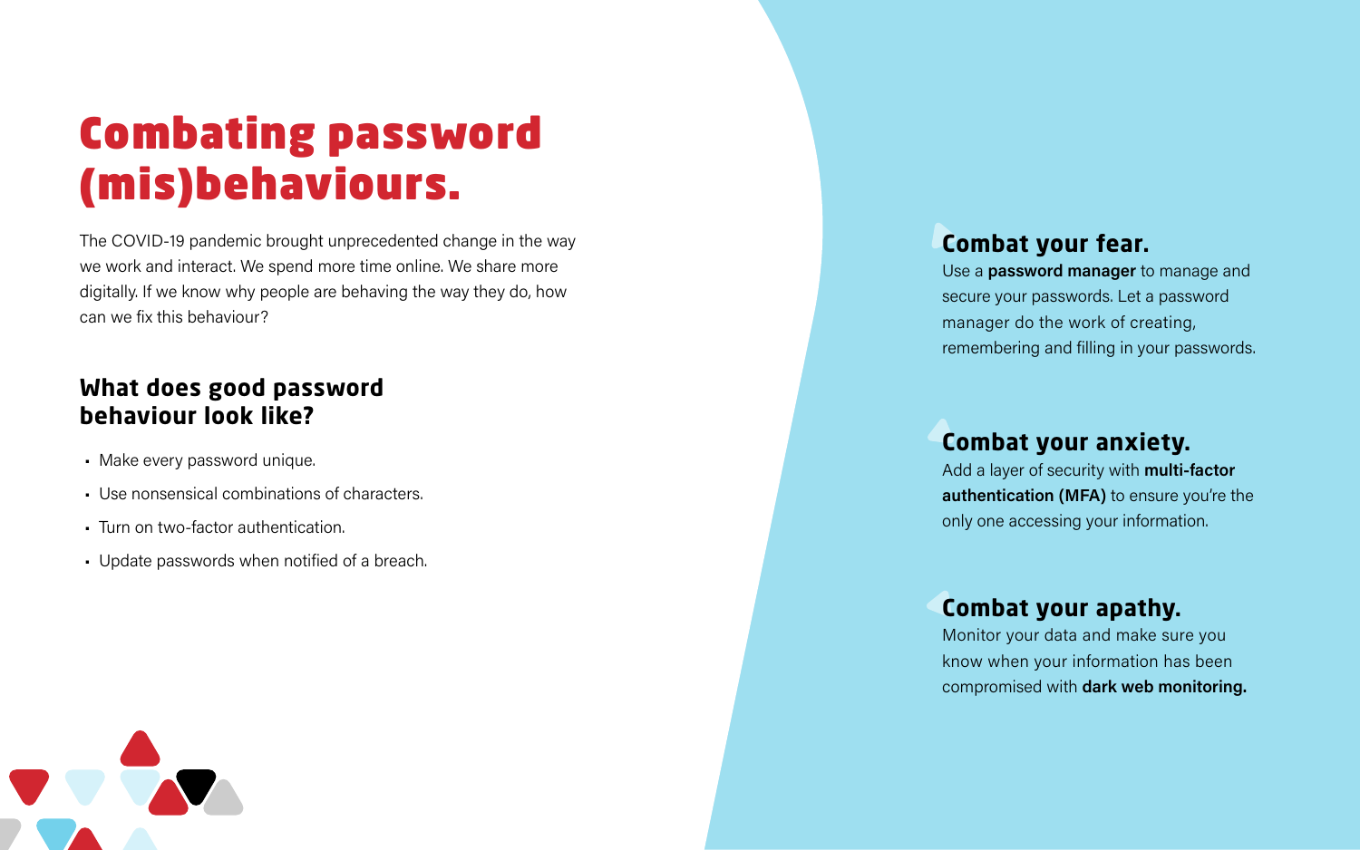# Combating password (mis)behaviours.

The COVID-19 pandemic brought unprecedented change in the way we work and interact. We spend more time online. We share more digitally. If we know why people are behaving the way they do, how can we fix this behaviour?

## What does good password behaviour look like?

- Make every password unique.
- Use nonsensical combinations of characters.
- Turn on two-factor authentication.
- Update passwords when notified of a breach.

### Combat your fear.

Use a **password manager** to manage and secure your passwords. Let a password manager do the work of creating, remembering and filling in your passwords.

### Combat your anxiety.

Add a layer of security with **multi-factor authentication (MFA)** to ensure you're the only one accessing your information.

### Combat your apathy.

Monitor your data and make sure you know when your information has been compromised with **dark web monitoring.**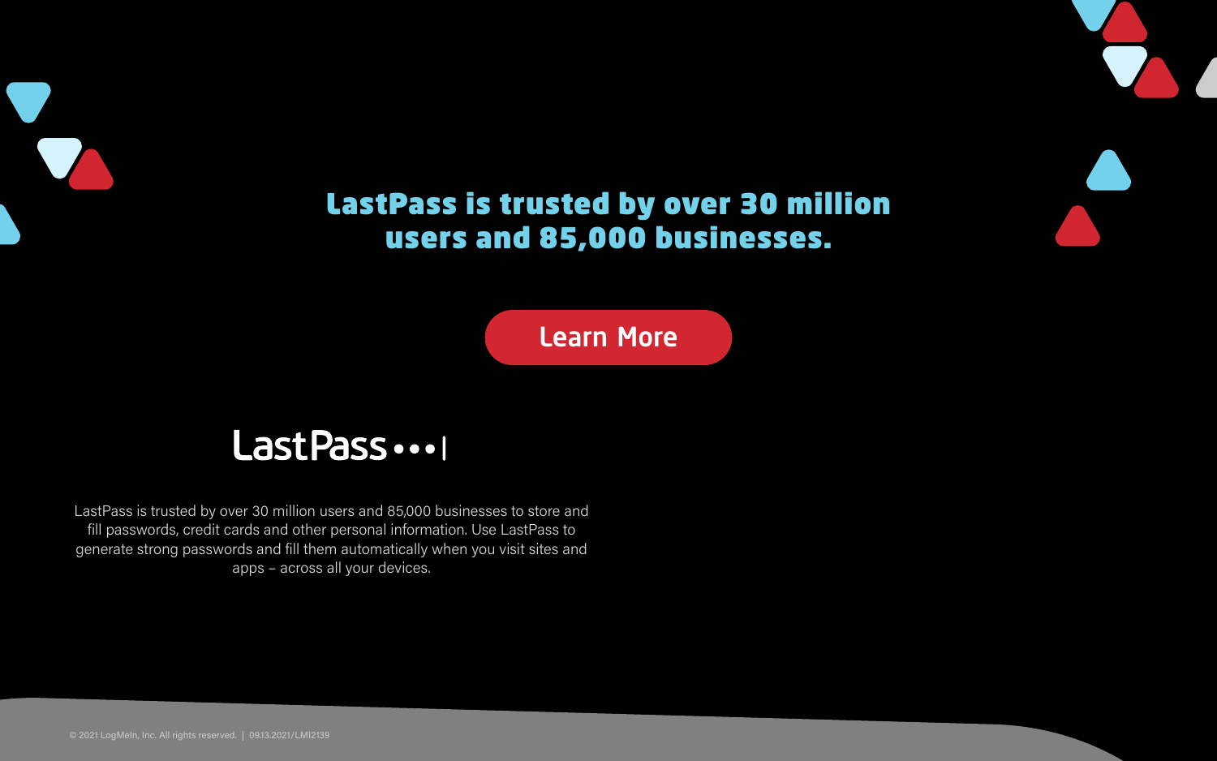## LastPass is trusted by over 30 million users and 85,000 businesses.

Learn More

LastPass •••|

LastPass is trusted by over 30 million users and 85,000 businesses to store and fill passwords, credit cards and other personal information. Use LastPass to generate strong passwords and fill them automatically when you visit sites and apps – across all your devices.

© 2021 LogMeIn, Inc. All rights reserved. | 09.13.2021/LMI2139